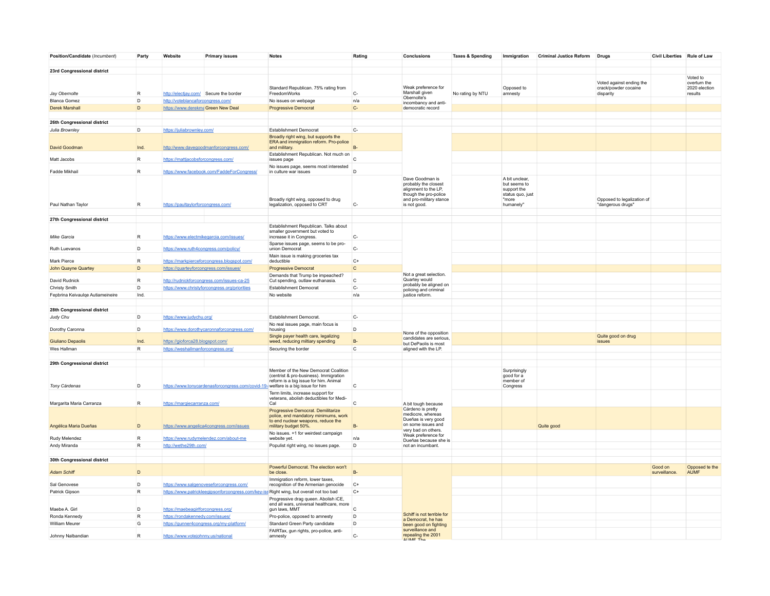| Position/Candidate (*Incumbent*) | Party | Website | Primary issues | Notes | Rating | Conclusions | Taxes & Spending | Immigration | Criminal Justice Reform | Drugs | Civil Liberties | Rule of Law |
|---|---|---|---|---|---|---|---|---|---|---|---|---|
| **23rd Congressional district** | | | | | | | | | | | | |
| *Jay Obernolte* | R | http://electjay.com/ | Secure the border | Standard Republican. 75% rating from FreedomWorks | C- | Weak preference for Marshall given Obernolte's incumbancy and anti-democratic record | No rating by NTU | Opposed to amnesty | | Voted against ending the crack/powder cocaine disparity | | Voted to overturn the 2020 election results |
| Blanca Gomez | D | http://voteblancaforcongress.com/ | | No issues on webpage | n/a | | | | | | | |
| Derek Marshall | D | https://www.derekma | Green New Deal | Progressive Democrat | C- | | | | | | | |
| **26th Congressional district** | | | | | | | | | | | | |
| *Julia Brownley* | D | https://juliabrownley.com/ | | Establishment Democrat | C- | Dave Goodman is probably the closest alignment to the LP, though the pro-police and pro-military stance is not good. | | | | | | |
| David Goodman | Ind. | http://www.davegoodmanforcongress.com/ | | Broadly right wing, but supports the ERA and immigration reform. Pro-police and military. | B- | | | | | | | |
| Matt Jacobs | R | https://mattjacobsforcongress.com/ | | Establishment Republican. Not much on issues page | C | | | | | | | |
| Fadde Mikhail | R | https://www.facebook.com/FaddeForCongress/ | | No issues page, seems most interested in culture war issues | D | | | | | | | |
| Paul Nathan Taylor | R | https://paultaylorforcongress.com/ | | Broadly right wing, opposed to drug legalization, opposed to CRT | C- | | | A bit unclear, but seems to support the status quo, just "more humanely" | | Opposed to legalization of "dangerous drugs" | | |
| **27th Congressional district** | | | | | | | | | | | | |
| *Mike Garcia* | R | https://www.electmikegarcia.com/issues/ | | Establishment Republican. Talks about smaller government but voted to increase it in Congress. | C- | Not a great selection. Quartey would probably be aligned on policing and criminal justice reform. | | | | | | |
| Ruth Luevanos | D | https://www.ruth4congress.com/policy/ | | Sparse issues page, seems to be pro-union Democrat | C- | | | | | | | |
| Mark Pierce | R | https://markpierceforcongress.blogspot.com/ | | Main issue is making groceries tax deductible | C+ | | | | | | | |
| John Quayne Quartey | D | https://quarteyforcongress.com/issues/ | | Progressive Democrat | C | | | | | | | |
| David Rudnick | R | http://rudnickforcongress.com/issues-ca-25 | | Demands that Trump be impeached? Cut spending, outlaw euthanasia. | C | | | | | | | |
| Christy Smith | D | https://www.christyforcongress.org/priorities | | Establishment Democrat | C- | | | | | | | |
| Fepbrina Keivaulqe Autiameineire | Ind. | | | No website | n/a | | | | | | | |
| **28th Congressional district** | | | | | | | | | | | | |
| *Judy Chu* | D | https://www.judychu.org/ | | Establishment Democrat. | C- | None of the opposition candidates are serious, but DePaolis is most aligned with the LP. | | | | | | |
| Dorothy Caronna | D | https://www.dorothycaronnaforcongress.com/ | | No real issues page, main focus is housing | D | | | | | | | |
| Giuliano Depaolis | Ind. | https://gioforca28.blogspot.com/ | | Single payer health care, legalizing weed, reducing miltiary spending | B- | | | | | Quite good on drug issues | | |
| Wes Hallman | R | https://weshallmanforcongress.org/ | | Securing the border | C | | | | | | | |
| **29th Congressional district** | | | | | | | | | | | | |
| *Tony Cárdenas* | D | https://www.tonycardenasforcongress.com/covid-19- | | Member of the New Democrat Coalition (centrist & pro-business). Immigration reform is a big issue for him. Animal welfare is a big issue for him | C | A bit tough because Cárdeno is pretty mediocre, whereas Dueñas is very good on some issues and very bad on others. Weak preference for Dueñas because she is not an incumbant. | | Surprisingly good for a member of Congress | | | | |
| Margarita Maria Carranza | R | https://margiecarranza.com/ | | Term limits, increase support for veterans, abolish deductibles for Medi-Cal | C | | | | | | | |
| Angélica Maria Dueñas | D | https://www.angelica4congress.com/issues | | Progressive Democrat. Demilitarize police, end mandatory minimums, work to end nuclear weapons, reduce the military budget 50%. | B- | | | | Quite good | | | |
| Rudy Melendez | R | https://www.rudymelendez.com/about-me | | No issues. +1 for weirdest campaign website yet. | n/a | | | | | | | |
| Andy Miranda | R | http://wethe29th.com/ | | Populist right wing, no issues page. | D | | | | | | | |
| **30th Congressional district** | | | | | | | | | | | | |
| *Adam Schiff* | D | | | Powerful Democrat. The election won't be close. | B- | Schiff is not terrible for a Democrat, he has been good on fighting surveillance and repealing the 2001 AUMF. The | | | | | Good on surveillance. | Opposed te the AUMF |
| Sal Genovese | D | https://www.salgenoveseforcongress.com/ | | Immigration reform, lower taxes, recognition of the Armenian genocide | C+ | | | | | | | |
| Patrick Gipson | R | https://www.patrickleegipsonforcongress.com/key-iss | | Right wing, but overall not too bad | C+ | | | | | | | |
| Maebe A. Girl | D | https://maebeagirlforcongress.org/ | | Progressive drag queen. Abolish iCE, end all wars, universal healthcare, more gun laws, MMT | C | | | | | | | |
| Ronda Kennedy | R | https://rondakennedy.com/issues/ | | Pro-police, opposed to amnesty | D | | | | | | | |
| William Meurer | G | https://gunner4congress.org/my-platform/ | | Standard Green Party candidate | D | | | | | | | |
| Johnny Nalbandian | R | https://www.votejohnny.us/national | | FAIRTax, gun rights, pro-police, anti-amnesty | C- | | | | | | | |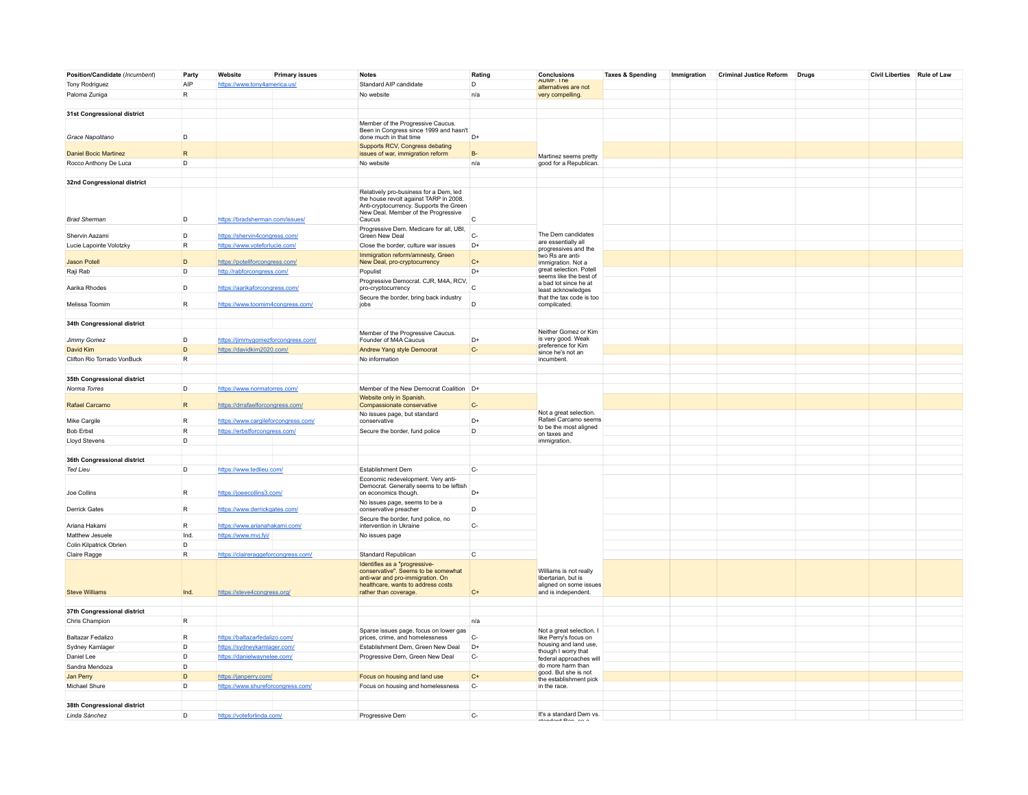| Position/Candidate (*Incumbent*) | Party | Website | Primary issues | Notes | Rating | Conclusions | Taxes & Spending | Immigration | Criminal Justice Reform | Drugs | Civil Liberties | Rule of Law |
|---|---|---|---|---|---|---|---|---|---|---|---|---|
| Tony Rodriguez | AIP | https://www.tony4america.us/ | | Standard AIP candidate | D | AUMF. The alternatives are not very compelling. | | | | | | |
| Paloma Zuniga | R | | | No website | n/a | | | | | | | |
| | | | | | | | | | | | | |
| **31st Congressional district** | | | | | | | | | | | | |
| *Grace Napolitano* | D | | | Member of the Progressive Caucus. Been in Congress since 1999 and hasn't done much in that time | D+ | Martinez seems pretty good for a Republican. | | | | | | |
| Daniel Bocic Martinez | R | | | Supports RCV, Congress debating issues of war, immigration reform | B- | | | | | | | |
| Rocco Anthony De Luca | D | | | No website | n/a | | | | | | | |
| | | | | | | | | | | | | |
| **32nd Congressional district** | | | | | | | | | | | | |
| *Brad Sherman* | D | https://bradsherman.com/issues/ | | Relatively pro-business for a Dem, led the house revolt against TARP in 2008. Anti-cryptocurrency. Supports the Green New Deal. Member of the Progressive Caucus | C | The Dem candidates are essentially all progressives and the two Rs are anti-immigration. Not a great selection. Potell seems like the best of a bad lot since he at least acknowledges that the tax code is too compilcated. | | | | | | |
| Shervin Aazami | D | https://shervin4congress.com/ | | Progressive Dem. Medicare for all, UBI, Green New Deal | C- | | | | | | | |
| Lucie Lapointe Volotzky | R | https://www.voteforlucie.com/ | | Close the border, culture war issues | D+ | | | | | | | |
| Jason Potell | D | https://potellforcongress.com/ | | Immigration reform/amnesty, Green New Deal, pro-cryptocurrency | C+ | | | | | | | |
| Raji Rab | D | http://rabforcongress.com/ | | Populist | D+ | | | | | | | |
| Aarika Rhodes | D | https://aarikaforcongress.com/ | | Progressive Democrat. CJR, M4A, RCV, pro-cryptocurrency | C | | | | | | | |
| Melissa Toomim | R | https://www.toomim4congress.com/ | | Secure the border, bring back industry jobs | D | | | | | | | |
| | | | | | | | | | | | | |
| **34th Congressional district** | | | | | | | | | | | | |
| *Jimmy Gomez* | D | https://jimmygomezforcongress.com/ | | Member of the Progressive Caucus. Founder of M4A Caucus | D+ | Neither Gomez or Kim is very good. Weak preference for Kim since he's not an incumbent. | | | | | | |
| David Kim | D | https://davidkim2020.com/ | | Andrew Yang style Democrat | C- | | | | | | | |
| Clifton Rio Torrado VonBuck | R | | | No information | | | | | | | | |
| | | | | | | | | | | | | |
| **35th Congressional district** | | | | | | | | | | | | |
| *Norma Torres* | D | https://www.normatorres.com/ | | Member of the New Democrat Coalition | D+ | Not a great selection. Rafael Carcamo seems to be the most aligned on taxes and immigration. | | | | | | |
| Rafael Carcamo | R | https://drrafaelforcongress.com/ | | Website only in Spanish. Compassionate conservative | C- | | | | | | | |
| Mike Cargile | R | https://www.cargileforcongress.com/ | | No issues page, but standard conservative | D+ | | | | | | | |
| Bob Erbst | R | https://erbstforcongress.com/ | | Secure the border, fund police | D | | | | | | | |
| Lloyd Stevens | D | | | | | | | | | | | |
| | | | | | | | | | | | | |
| **36th Congressional district** | | | | | | | | | | | | |
| *Ted Lieu* | D | https://www.tedlieu.com/ | | Establishment Dem | C- | Williams is not really libertarian, but is aligned on some issues and is independent. | | | | | | |
| Joe Collins | R | https://joeecollins3.com/ | | Economic redevelopment. Very anti-Democrat. Generally seems to be leftish on economics though. | D+ | | | | | | | |
| Derrick Gates | R | https://www.derrickgates.com/ | | No issues page, seems to be a conservative preacher | D | | | | | | | |
| Ariana Hakami | R | https://www.arianahakami.com/ | | Secure the border, fund police, no intervention in Ukraine | C- | | | | | | | |
| Matthew Jesuele | Ind. | https://www.mvj.fyi/ | | No issues page | | | | | | | | |
| Colin Kilpatrick Obrien | D | | | | | | | | | | | |
| Claire Ragge | R | https://claireraggeforcongress.com/ | | Standard Republican | C | | | | | | | |
| Steve Williams | Ind. | https://steve4congress.org/ | | Identifies as a "progressive-conservative". Seems to be somewhat anti-war and pro-immigration. On healthcare, wants to address costs rather than coverage. | C+ | | | | | | | |
| | | | | | | | | | | | | |
| **37th Congressional district** | | | | | | | | | | | | |
| Chris Champion | R | | | | n/a | Not a great selection. I like Perry's focus on housing and land use, though I worry that federal approaches will do more harm than good. But she is not the establishment pick in the race. | | | | | | |
| Baltazar Fedalizo | R | https://baltazarfedalizo.com/ | | Sparse issues page, focus on lower gas prices, crime, and homelessness | C- | | | | | | | |
| Sydney Kamlager | D | https://sydneykamlager.com/ | | Establishment Dem, Green New Deal | D+ | | | | | | | |
| Daniel Lee | D | https://danielwaynelee.com/ | | Progressive Dem, Green New Deal | C- | | | | | | | |
| Sandra Mendoza | D | | | | | | | | | | | |
| Jan Perry | D | https://janperry.com/ | | Focus on housing and land use | C+ | | | | | | | |
| Michael Shure | D | https://www.shureforcongress.com/ | | Focus on housing and homelessness | C- | | | | | | | |
| | | | | | | | | | | | | |
| **38th Congressional district** | | | | | | | | | | | | |
| *Linda Sànchez* | D | https://voteforlinda.com/ | | Progressive Dem | C- | It's a standard Dem vs. standard Rep, so a | | | | | | |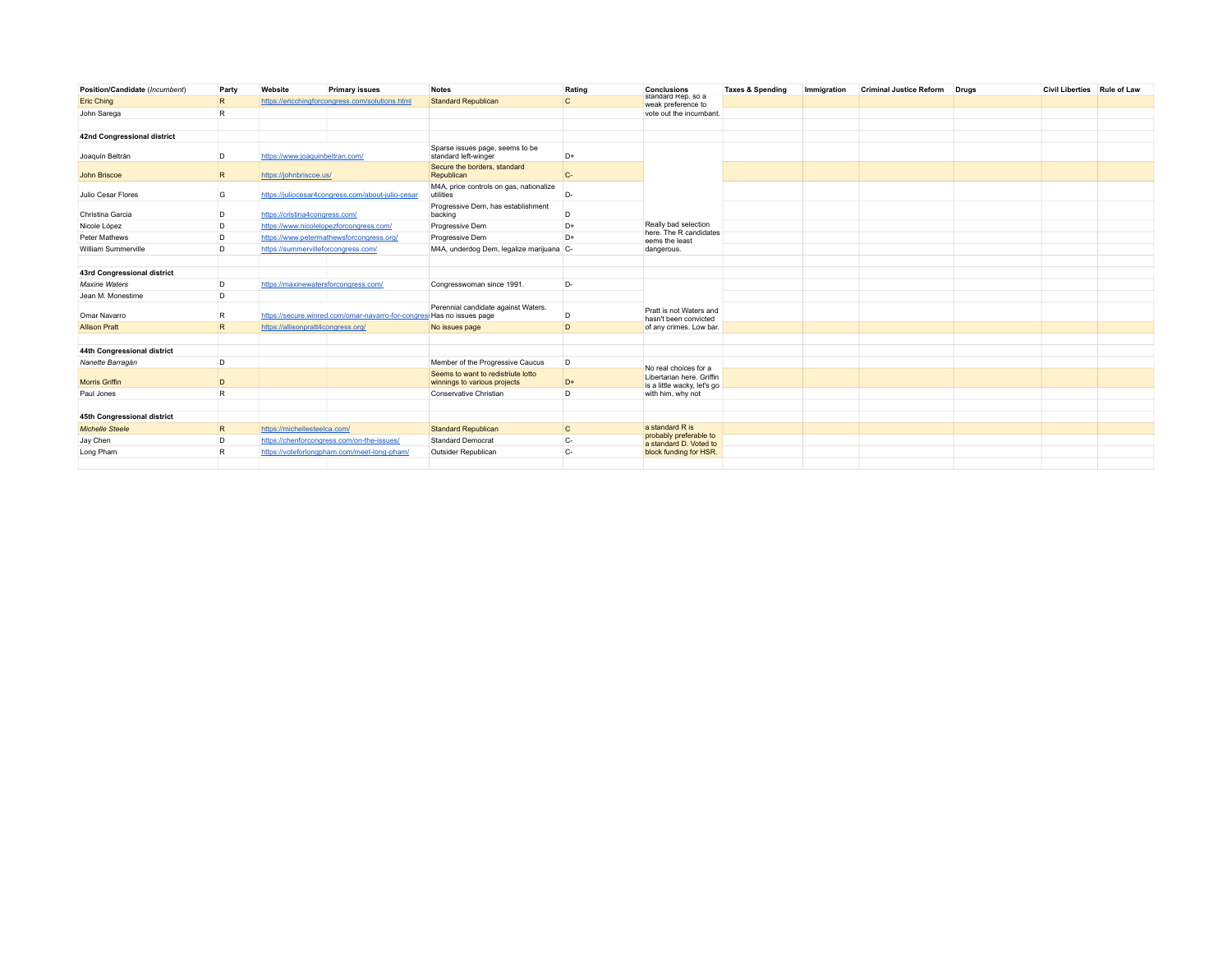| Position/Candidate (*Incumbent*) | Party | Website | Primary issues | Notes | Rating | Conclusions | Taxes & Spending | Immigration | Criminal Justice Reform | Drugs | Civil Liberties | Rule of Law |
|---|---|---|---|---|---|---|---|---|---|---|---|---|
| Eric Ching | R | https://ericchingforcongress.com/solutions.html | | Standard Republican | C | standard Rep. so a weak preference to vote out the incumbant. | | | | | | |
| John Sarega | R | | | | | | | | | | | |
| | | | | | | | | | | | | |
| **42nd Congressional district** | | | | | | | | | | | | |
| Joaquín Beltrán | D | https://www.joaquinbeltran.com/ | | Sparse issues page, seems to be standard left-winger | D+ | Really bad selection here. The R candidates eems the least dangerous. | | | | | | |
| John Briscoe | R | https://johnbriscoe.us/ | | Secure the borders, standard Republican | C- | | | | | | | |
| Julio Cesar Flores | G | https://juliocesar4congress.com/about-julio-cesar | | M4A, price controls on gas, nationalize utilities | D- | | | | | | | |
| Christina Garcia | D | https://cristina4congress.com/ | | Progressive Dem, has establishment backing | D | | | | | | | |
| Nicole López | D | https://www.nicolelopezforcongress.com/ | | Progressive Dem | D+ | | | | | | | |
| Peter Mathews | D | https://www.petermathewsforcongress.org/ | | Progressive Dem | D+ | | | | | | | |
| William Summerville | D | https://summervilleforcongress.com/ | | M4A, underdog Dem, legalize marijuana | C- | | | | | | | |
| | | | | | | | | | | | | |
| **43rd Congressional district** | | | | | | | | | | | | |
| *Maxine Waters* | D | https://maxinewatersforcongress.com/ | | Congresswoman since 1991. | D- | Pratt is not Waters and hasn't been convicted of any crimes. Low bar. | | | | | | |
| Jean M. Monestime | D | | | | | | | | | | | |
| Omar Navarro | R | https://secure.winred.com/omar-navarro-for-congress | | Perennial candidate against Waters. Has no issues page | D | | | | | | | |
| Allison Pratt | R | https://allisonpratt4congress.org/ | | No issues page | D | | | | | | | |
| | | | | | | | | | | | | |
| **44th Congressional district** | | | | | | | | | | | | |
| *Nanette Barragán* | D | | | Member of the Progressive Caucus | D | No real choices for a Libertarian here. Griffin is a little wacky, let's go with him, why not | | | | | | |
| Morris Griffin | D | | | Seems to want to redistriute lotto winnings to various projects | D+ | | | | | | | |
| Paul Jones | R | | | Conservative Christian | D | | | | | | | |
| | | | | | | | | | | | | |
| **45th Congressional district** | | | | | | | | | | | | |
| *Michelle Steele* | R | https://michellesteelca.com/ | | Standard Republican | C | a standard R is probably preferable to a standard D. Voted to block funding for HSR. | | | | | | |
| Jay Chen | D | https://chenforcongress.com/on-the-issues/ | | Standard Democrat | C- | | | | | | | |
| Long Pham | R | https://voteforlongpham.com/meet-long-pham/ | | Outsider Republican | C- | | | | | | | |